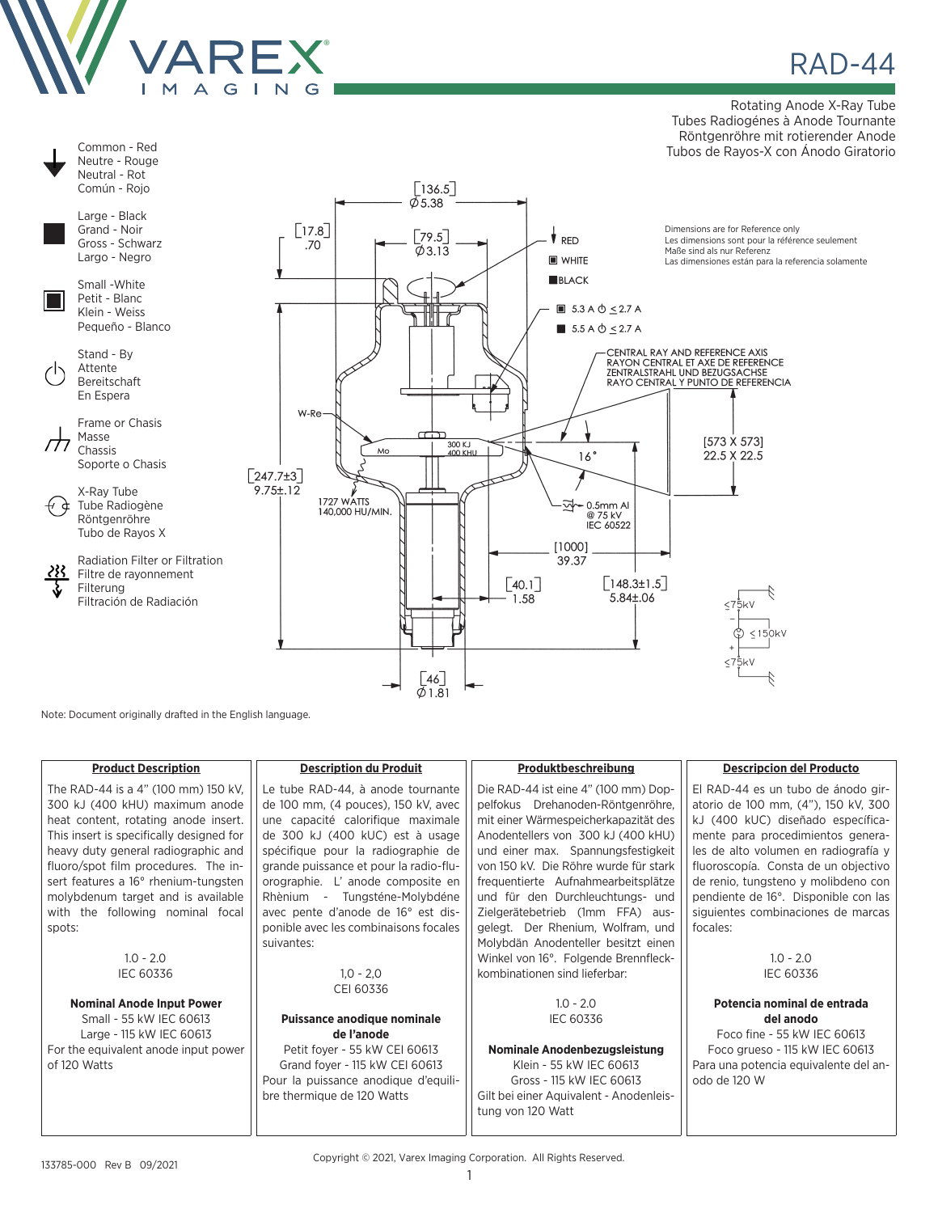# RAD-44

Rotating Anode X-Ray Tube
Tubes Radiogénes à Anode Tournante
Röntgenröhre mit rotierender Anode
Tubos de Rayos-X con Ánodo Giratorio

Common - Red
Neutre - Rouge
Neutral - Rot
Común - Rojo

Large - Black
Grand - Noir
Gross - Schwarz
Largo - Negro

Small -White
Petit - Blanc
Klein - Weiss
Pequeño - Blanco

Stand - By
Attente
Bereitschaft
En Espera

Frame or Chasis
Masse
Chassis
Soporte o Chasis

X-Ray Tube
Tube Radiogène
Röntgenröhre
Tubo de Rayos X

Radiation Filter or Filtration
Filtre de rayonnement
Filterung
Filtración de Radiación

Dimensions are for Reference only
Les dimensions sont pour la référence seulement
Maße sind als nur Referenz
Las dimensiones están para la referencia solamente

[136.5] Ø5.38
[17.8] .70
[79.5] Ø3.13
RED
WHITE
BLACK
5.3 A ⏻ ≤ 2.7 A
5.5 A ⏻ ≤ 2.7 A
CENTRAL RAY AND REFERENCE AXIS
RAYON CENTRAL ET AXE DE REFERENCE
ZENTRALSTRAHL UND BEZUGSACHSE
RAYO CENTRAL Y PUNTO DE REFERENCIA
W-Re
Mo
300 KJ
400 KHU
16°
[573 X 573]
22.5 X 22.5
[247.7±3]
9.75±.12
1727 WATTS
140,000 HU/MIN.
0.5mm Al
@ 75 kV
IEC 60522
[1000]
39.37
[40.1]
1.58
[148.3±1.5]
5.84±.06
≤75kV
≤150kV
≤75kV
[46]
Ø1.81

Note: Document originally drafted in the English language.

## Product Description

The RAD-44 is a 4" (100 mm) 150 kV, 300 kJ (400 kHU) maximum anode heat content, rotating anode insert. This insert is specifically designed for heavy duty general radiographic and fluoro/spot film procedures. The insert features a 16° rhenium-tungsten molybdenum target and is available with the following nominal focal spots:

1.0 - 2.0
IEC 60336

**Nominal Anode Input Power**
Small - 55 kW IEC 60613
Large - 115 kW IEC 60613
For the equivalent anode input power of 120 Watts

## Description du Produit

Le tube RAD-44, à anode tournante de 100 mm, (4 pouces), 150 kV, avec une capacité calorifique maximale de 300 kJ (400 kUC) est à usage spécifique pour la radiographie de grande puissance et pour la radio-fluorographie. L' anode composite en Rhènium - Tungstène-Molybdène avec pente d'anode de 16° est disponible avec les combinaisons focales suivantes:

1,0 - 2,0
CEI 60336

**Puissance anodique nominale de l'anode**
Petit foyer - 55 kW CEI 60613
Grand foyer - 115 kW CEI 60613
Pour la puissance anodique d'equilibre thermique de 120 Watts

## Produktbeschreibung

Die RAD-44 ist eine 4" (100 mm) Doppelfokus Drehanoden-Röntgenröhre, mit einer Wärmespeicherkapazität des Anodentellers von 300 kJ (400 kHU) und einer max. Spannungsfestigkeit von 150 kV. Die Röhre wurde für stark frequentierte Aufnahmearbeitsplätze und für den Durchleuchtungs- und Zielgerätebetrieb (1mm FFA) ausgelegt. Der Rhenium, Wolfram, und Molybdän Anodenteller besitzt einen Winkel von 16°. Folgende Brennfleckkombinationen sind lieferbar:

1.0 - 2.0
IEC 60336

**Nominale Anodenbezugsleistung**
Klein - 55 kW IEC 60613
Gross - 115 kW IEC 60613
Gilt bei einer Aquivalent - Anodenleistung von 120 Watt

## Descripcion del Producto

El RAD-44 es un tubo de ánodo giratorio de 100 mm, (4"), 150 kV, 300 kJ (400 kUC) diseñado específicamente para procedimientos generales de alto volumen en radiografía y fluoroscopía. Consta de un objectivo de renio, tungsteno y molibdeno con pendiente de 16°. Disponible con las siguientes combinaciones de marcas focales:

1.0 - 2.0
IEC 60336

**Potencia nominal de entrada del anodo**
Foco fine - 55 kW IEC 60613
Foco grueso - 115 kW IEC 60613
Para una potencia equivalente del anodo de 120 W

133785-000 Rev B 09/2021

Copyright © 2021, Varex Imaging Corporation. All Rights Reserved.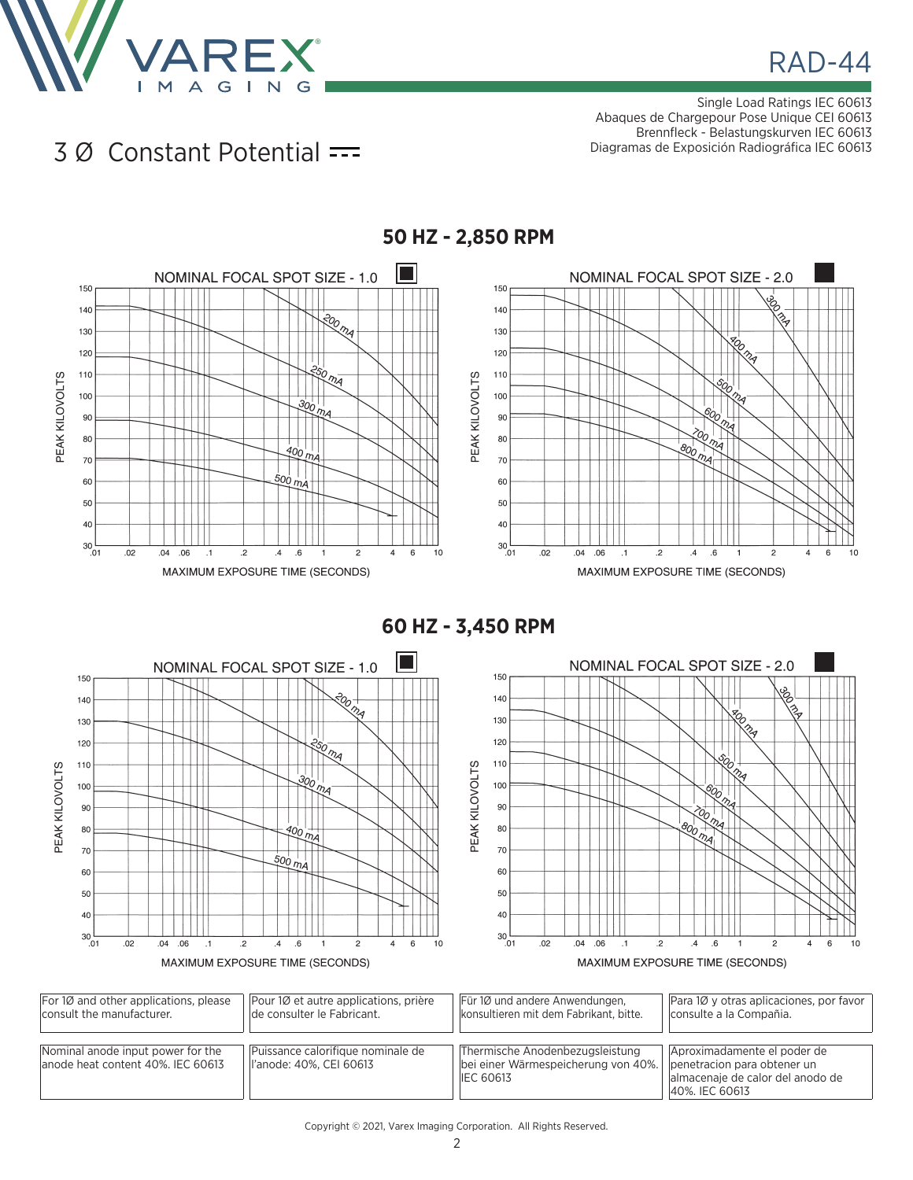# RAD-44

Single Load Ratings IEC 60613
Abaques de Chargepour Pose Unique CEI 60613
Brennfleck - Belastungskurven IEC 60613
Diagramas de Exposición Radiográfica IEC 60613

## 3 Ø Constant Potential

### 50 HZ - 2,850 RPM

NOMINAL FOCAL SPOT SIZE - 1.0

PEAK KILOVOLTS: 30, 40, 50, 60, 70, 80, 90, 100, 110, 120, 130, 140, 150

Curves: 200 mA, 250 mA, 300 mA, 400 mA, 500 mA

MAXIMUM EXPOSURE TIME (SECONDS): .01, .02, .04, .06, .1, .2, .4, .6, 1, 2, 4, 6, 10

NOMINAL FOCAL SPOT SIZE - 2.0

PEAK KILOVOLTS: 30, 40, 50, 60, 70, 80, 90, 100, 110, 120, 130, 140, 150

Curves: 300 mA, 400 mA, 500 mA, 600 mA, 700 mA, 800 mA

MAXIMUM EXPOSURE TIME (SECONDS): .01, .02, .04, .06, .1, .2, .4, .6, 1, 2, 4, 6, 10

### 60 HZ - 3,450 RPM

NOMINAL FOCAL SPOT SIZE - 1.0

PEAK KILOVOLTS: 30, 40, 50, 60, 70, 80, 90, 100, 110, 120, 130, 140, 150

Curves: 200 mA, 250 mA, 300 mA, 400 mA, 500 mA

MAXIMUM EXPOSURE TIME (SECONDS): .01, .02, .04, .06, .1, .2, .4, .6, 1, 2, 4, 6, 10

NOMINAL FOCAL SPOT SIZE - 2.0

PEAK KILOVOLTS: 30, 40, 50, 60, 70, 80, 90, 100, 110, 120, 130, 140, 150

Curves: 300 mA, 400 mA, 500 mA, 600 mA, 700 mA, 800 mA

MAXIMUM EXPOSURE TIME (SECONDS): .01, .02, .04, .06, .1, .2, .4, .6, 1, 2, 4, 6, 10

| | | | |
|---|---|---|---|
| For 1Ø and other applications, please consult the manufacturer. | Pour 1Ø et autre applications, prière de consulter le Fabricant. | Für 1Ø und andere Anwendungen, konsultieren mit dem Fabrikant, bitte. | Para 1Ø y otras aplicaciones, por favor consulte a la Compañia. |
| Nominal anode input power for the anode heat content 40%. IEC 60613 | Puissance calorifique nominale de l'anode: 40%, CEI 60613 | Thermische Anodenbezugsleistung bei einer Wärmespeicherung von 40%. IEC 60613 | Aproximadamente el poder de penetracion para obtener un almacenaje de calor del anodo de 40%. IEC 60613 |

Copyright © 2021, Varex Imaging Corporation. All Rights Reserved.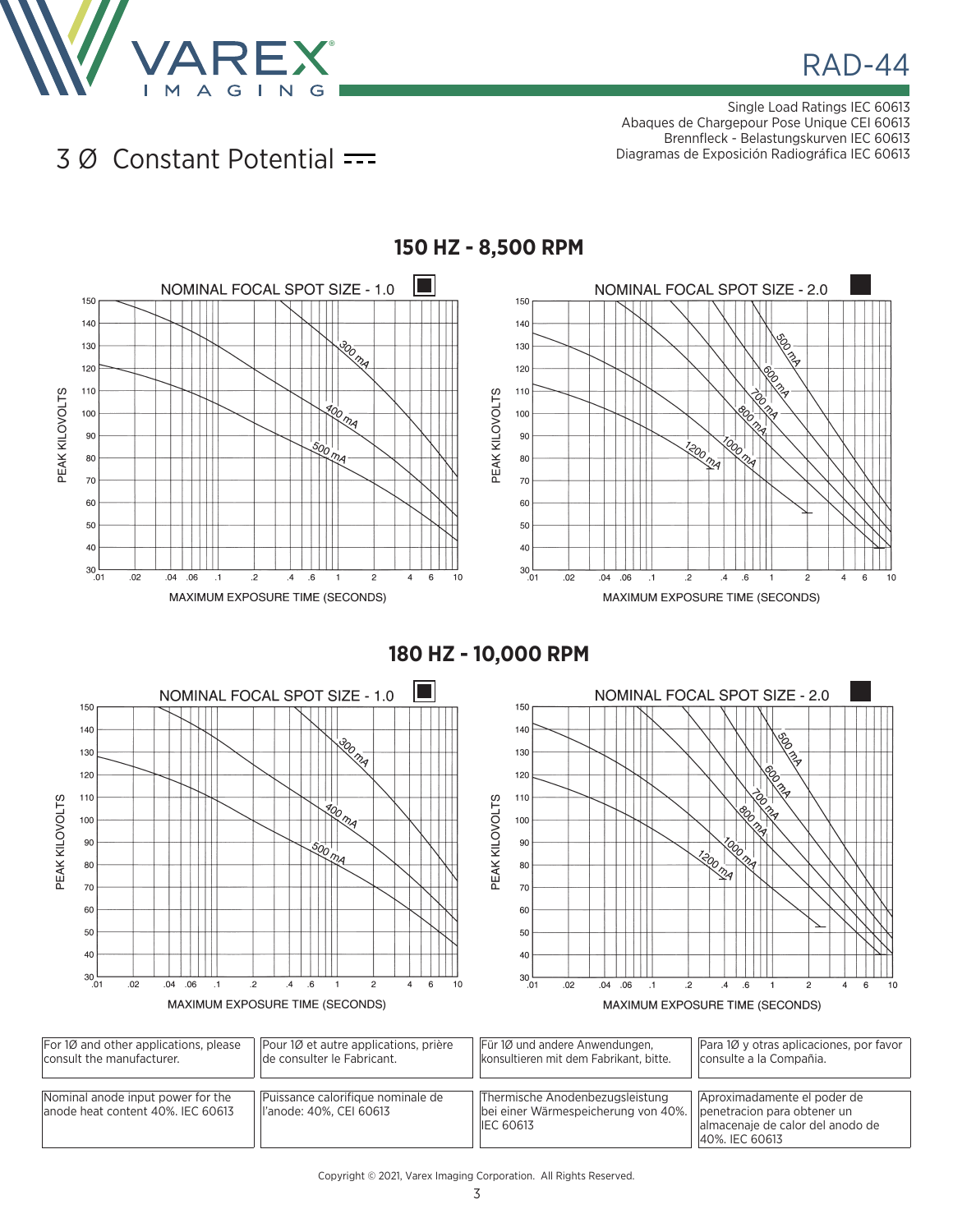# RAD-44

Single Load Ratings IEC 60613
Abaques de Chargepour Pose Unique CEI 60613
Brennfleck - Belastungskurven IEC 60613
Diagramas de Exposición Radiográfica IEC 60613

## 3 Ø Constant Potential

### 150 HZ - 8,500 RPM

NOMINAL FOCAL SPOT SIZE - 1.0

PEAK KILOVOLTS (30–150) vs. MAXIMUM EXPOSURE TIME (SECONDS) (.01–10); curves: 300 mA, 400 mA, 500 mA

NOMINAL FOCAL SPOT SIZE - 2.0

PEAK KILOVOLTS (30–150) vs. MAXIMUM EXPOSURE TIME (SECONDS) (.01–10); curves: 500 mA, 600 mA, 700 mA, 800 mA, 1000 mA, 1200 mA

### 180 HZ - 10,000 RPM

NOMINAL FOCAL SPOT SIZE - 1.0

PEAK KILOVOLTS (30–150) vs. MAXIMUM EXPOSURE TIME (SECONDS) (.01–10); curves: 300 mA, 400 mA, 500 mA

NOMINAL FOCAL SPOT SIZE - 2.0

PEAK KILOVOLTS (30–150) vs. MAXIMUM EXPOSURE TIME (SECONDS) (.01–10); curves: 500 mA, 600 mA, 700 mA, 800 mA, 1000 mA, 1200 mA

| For 1Ø and other applications, please consult the manufacturer. | Pour 1Ø et autre applications, prière de consulter le Fabricant. | Für 1Ø und andere Anwendungen, konsultieren mit dem Fabrikant, bitte. | Para 1Ø y otras aplicaciones, por favor consulte a la Compañia. |
|---|---|---|---|
| Nominal anode input power for the anode heat content 40%. IEC 60613 | Puissance calorifique nominale de l'anode: 40%, CEI 60613 | Thermische Anodenbezugsleistung bei einer Wärmespeicherung von 40%. IEC 60613 | Aproximadamente el poder de penetracion para obtener un almacenaje de calor del anodo de 40%. IEC 60613 |

Copyright © 2021, Varex Imaging Corporation. All Rights Reserved.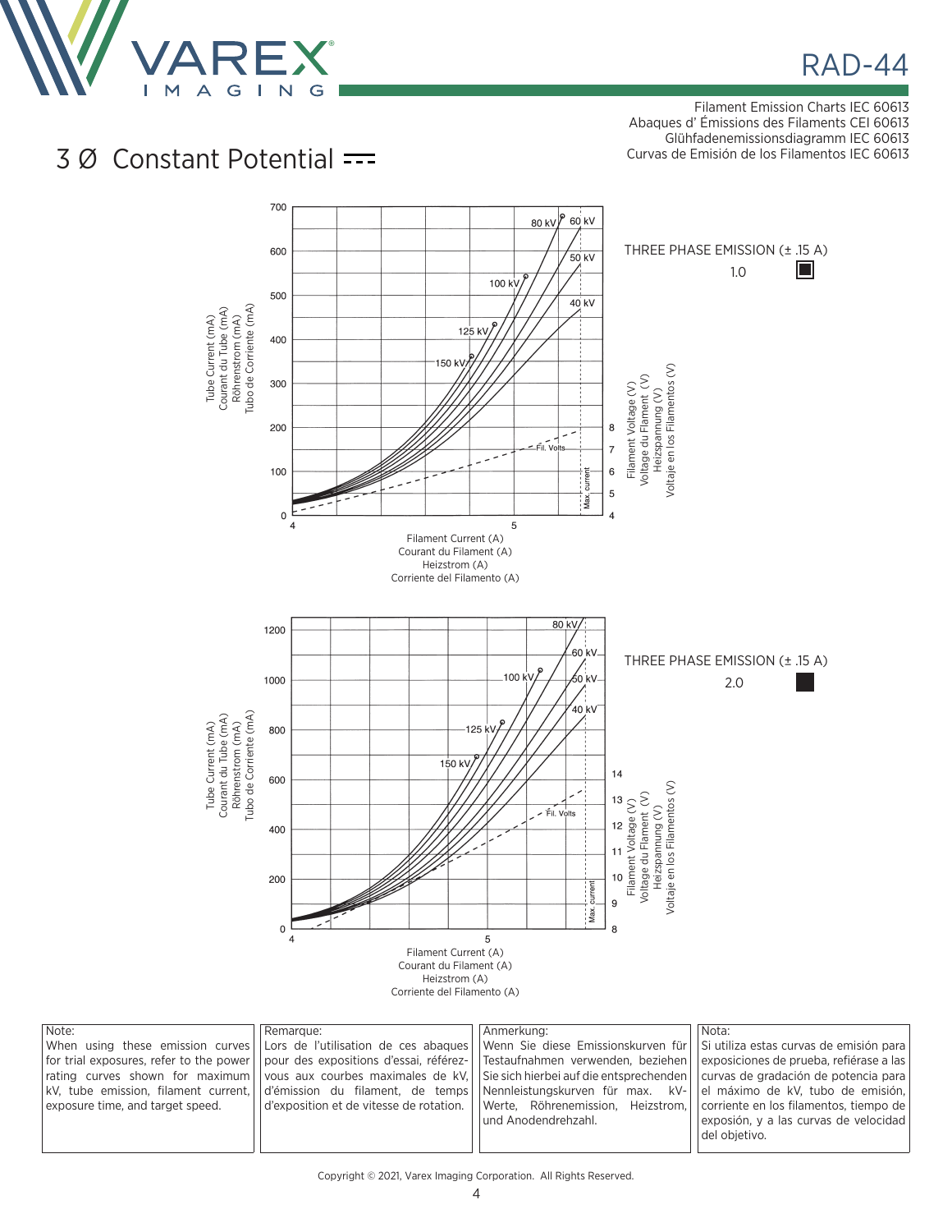Filament Emission Charts IEC 60613
Abaques d' Émissions des Filaments CEI 60613
Glühfadenemissionsdiagramm IEC 60613
Curvas de Emisión de los Filamentos IEC 60613

# 3 Ø Constant Potential ⎓

THREE PHASE EMISSION (± .15 A)

1.0

Tube Current (mA)
Courant du Tube (mA)
Röhrenstrom (mA)
Tubo de Corriente (mA)

Filament Current (A)
Courant du Filament (A)
Heizstrom (A)
Corriente del Filamento (A)

Filament Voltage (V)
Voltage du Filament (V)
Heizspannung (V)
Voltaje en los Filamentos (V)

THREE PHASE EMISSION (± .15 A)

2.0

Tube Current (mA)
Courant du Tube (mA)
Röhrenstrom (mA)
Tubo de Corriente (mA)

Filament Current (A)
Courant du Filament (A)
Heizstrom (A)
Corriente del Filamento (A)

Filament Voltage (V)
Voltage du Filament (V)
Heizspannung (V)
Voltaje en los Filamentos (V)

| Note: | Remarque: | Anmerkung: | Nota: |
| --- | --- | --- | --- |
| When using these emission curves for trial exposures, refer to the power rating curves shown for maximum kV, tube emission, filament current, exposure time, and target speed. | Lors de l'utilisation de ces abaques pour des expositions d'essai, référez-vous aux courbes maximales de kV, d'émission du filament, de temps d'exposition et de vitesse de rotation. | Wenn Sie diese Emissionskurven für Testaufnahmen verwenden, beziehen Sie sich hierbei auf die entsprechenden Nennleistungskurven für max. kV-Werte, Röhrenemission, Heizstrom, und Anodendrehzahl. | Si utiliza estas curvas de emisión para exposiciones de prueba, refiérase a las curvas de gradación de potencia para el máximo de kV, tubo de emisión, corriente en los filamentos, tiempo de exposión, y a las curvas de velocidad del objetivo. |

Copyright © 2021, Varex Imaging Corporation. All Rights Reserved.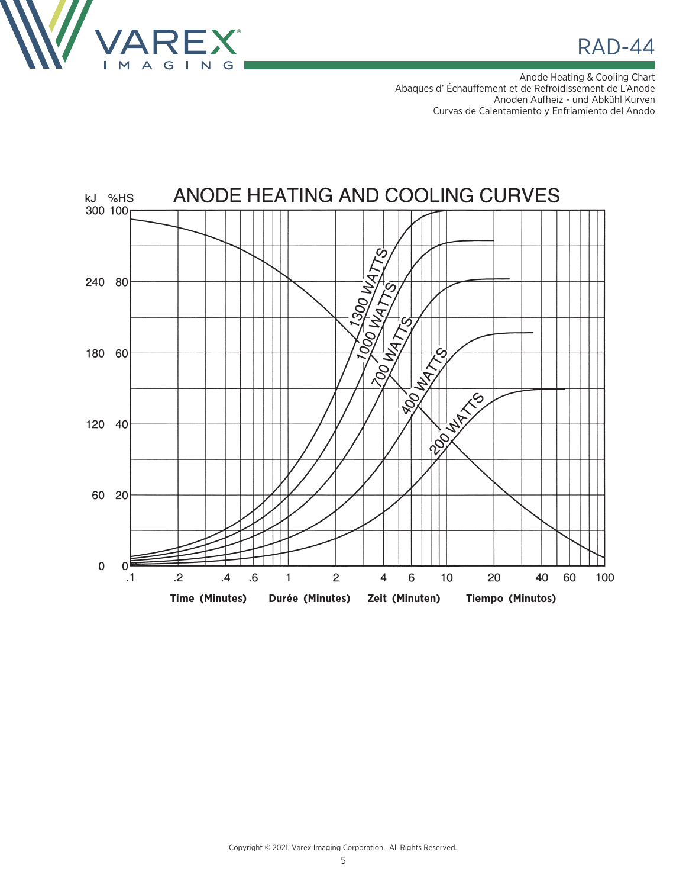Anode Heating & Cooling Chart
Abaques d' Échauffement et de Refroidissement de L'Anode
Anoden Aufheiz - und Abkühl Kurven
Curvas de Calentamiento y Enfriamiento del Anodo

## ANODE HEATING AND COOLING CURVES

kJ %HS

300 100
240 80
180 60
120 40
60 20
0 0

1300 WATTS
1000 WATTS
700 WATTS
400 WATTS
200 WATTS

.1 .2 .4 .6 1 2 4 6 10 20 40 60 100

**Time (Minutes)** **Durée (Minutes)** **Zeit (Minuten)** **Tiempo (Minutos)**

Copyright © 2021, Varex Imaging Corporation. All Rights Reserved.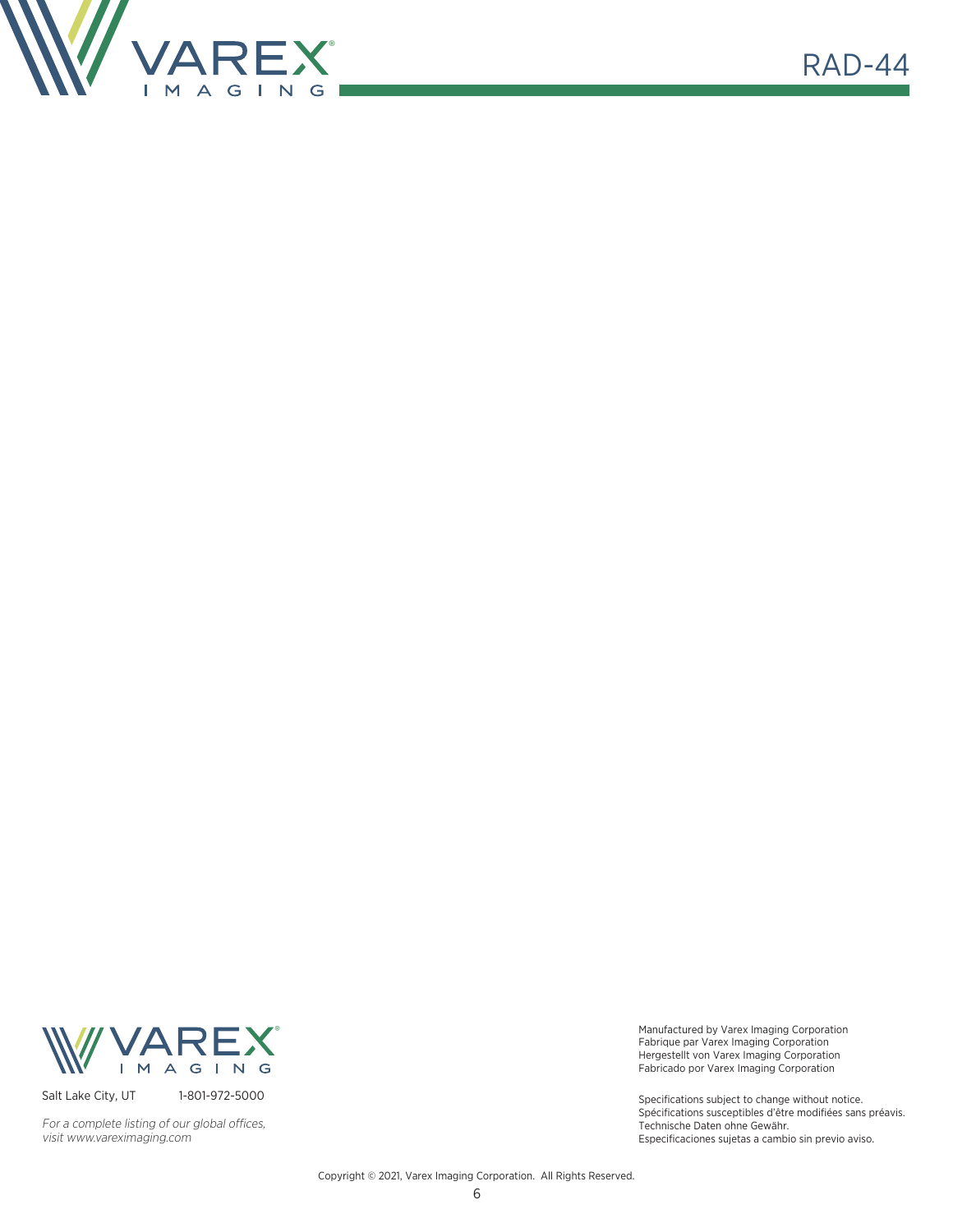Salt Lake City, UT 1-801-972-5000

*For a complete listing of our global offices, visit www.vareximaging.com*

Manufactured by Varex Imaging Corporation
Fabrique par Varex Imaging Corporation
Hergestellt von Varex Imaging Corporation
Fabricado por Varex Imaging Corporation

Specifications subject to change without notice.
Spécifications susceptibles d'être modifiées sans préavis.
Technische Daten ohne Gewähr.
Especificaciones sujetas a cambio sin previo aviso.

Copyright © 2021, Varex Imaging Corporation. All Rights Reserved.